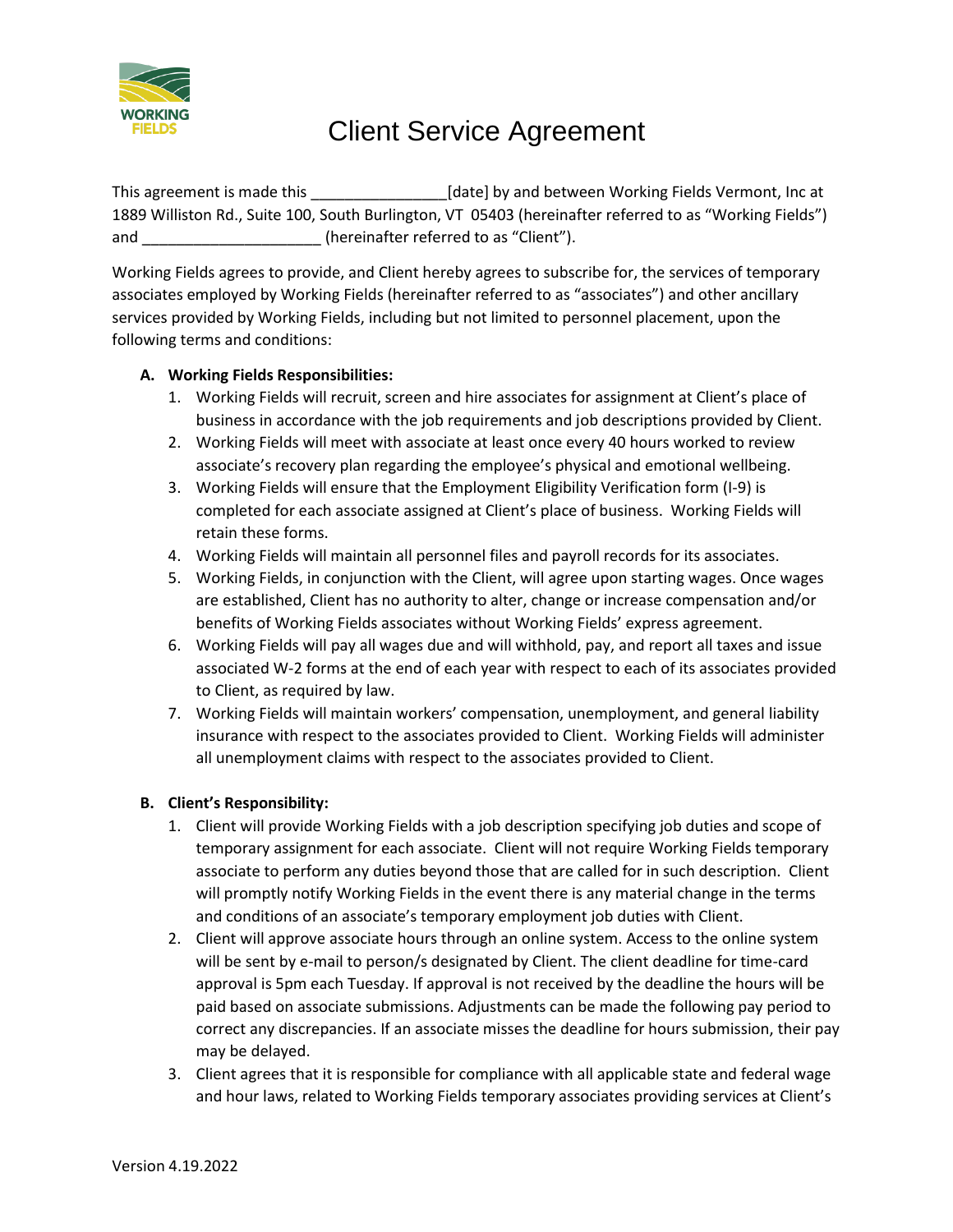# Client Service Agreement

This agreement is made this ________________[date] by and between Working Fields Vermont, Inc at 1889 Williston Rd., Suite 100, South Burlington, VT 05403 (hereinafter referred to as "Working Fields") and _____________________ (hereinafter referred to as "Client").

Working Fields agrees to provide, and Client hereby agrees to subscribe for, the services of temporary associates employed by Working Fields (hereinafter referred to as "associates") and other ancillary services provided by Working Fields, including but not limited to personnel placement, upon the following terms and conditions:

**A. Working Fields Responsibilities:**

1. Working Fields will recruit, screen and hire associates for assignment at Client's place of business in accordance with the job requirements and job descriptions provided by Client.
2. Working Fields will meet with associate at least once every 40 hours worked to review associate's recovery plan regarding the employee's physical and emotional wellbeing.
3. Working Fields will ensure that the Employment Eligibility Verification form (I-9) is completed for each associate assigned at Client's place of business. Working Fields will retain these forms.
4. Working Fields will maintain all personnel files and payroll records for its associates.
5. Working Fields, in conjunction with the Client, will agree upon starting wages. Once wages are established, Client has no authority to alter, change or increase compensation and/or benefits of Working Fields associates without Working Fields' express agreement.
6. Working Fields will pay all wages due and will withhold, pay, and report all taxes and issue associated W-2 forms at the end of each year with respect to each of its associates provided to Client, as required by law.
7. Working Fields will maintain workers' compensation, unemployment, and general liability insurance with respect to the associates provided to Client. Working Fields will administer all unemployment claims with respect to the associates provided to Client.

**B. Client's Responsibility:**

1. Client will provide Working Fields with a job description specifying job duties and scope of temporary assignment for each associate. Client will not require Working Fields temporary associate to perform any duties beyond those that are called for in such description. Client will promptly notify Working Fields in the event there is any material change in the terms and conditions of an associate's temporary employment job duties with Client.
2. Client will approve associate hours through an online system. Access to the online system will be sent by e-mail to person/s designated by Client. The client deadline for time-card approval is 5pm each Tuesday. If approval is not received by the deadline the hours will be paid based on associate submissions. Adjustments can be made the following pay period to correct any discrepancies. If an associate misses the deadline for hours submission, their pay may be delayed.
3. Client agrees that it is responsible for compliance with all applicable state and federal wage and hour laws, related to Working Fields temporary associates providing services at Client's

Version 4.19.2022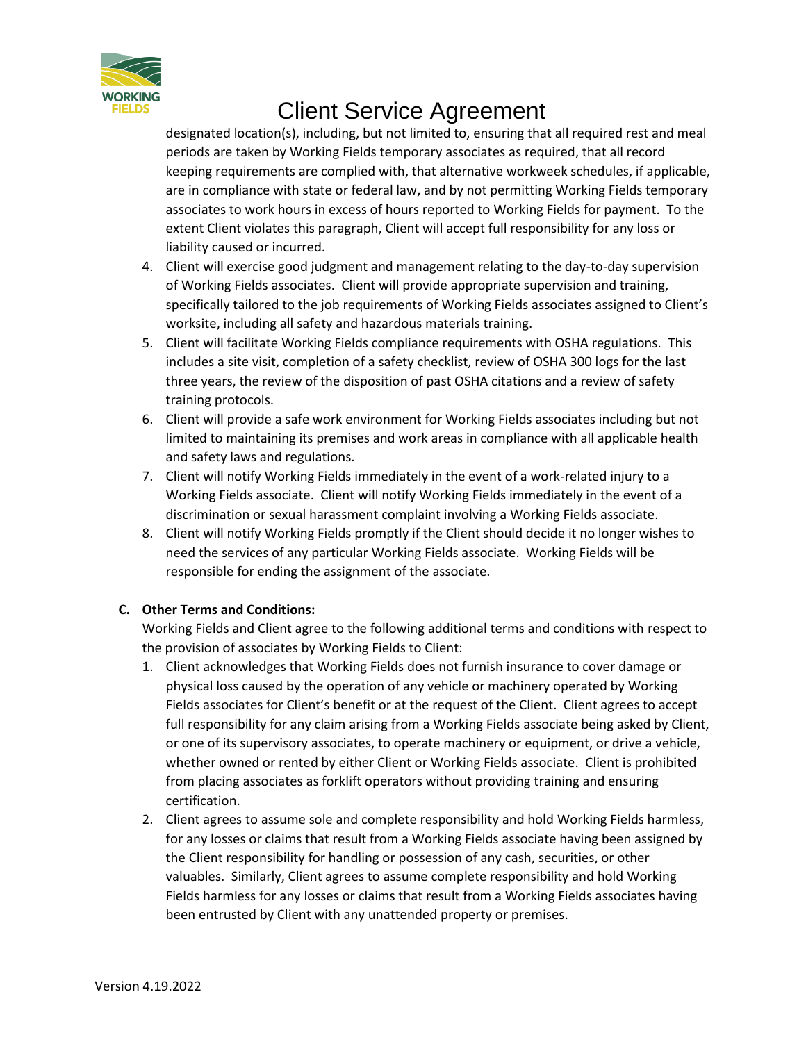designated location(s), including, but not limited to, ensuring that all required rest and meal periods are taken by Working Fields temporary associates as required, that all record keeping requirements are complied with, that alternative workweek schedules, if applicable, are in compliance with state or federal law, and by not permitting Working Fields temporary associates to work hours in excess of hours reported to Working Fields for payment. To the extent Client violates this paragraph, Client will accept full responsibility for any loss or liability caused or incurred.

4. Client will exercise good judgment and management relating to the day-to-day supervision of Working Fields associates. Client will provide appropriate supervision and training, specifically tailored to the job requirements of Working Fields associates assigned to Client's worksite, including all safety and hazardous materials training.
5. Client will facilitate Working Fields compliance requirements with OSHA regulations. This includes a site visit, completion of a safety checklist, review of OSHA 300 logs for the last three years, the review of the disposition of past OSHA citations and a review of safety training protocols.
6. Client will provide a safe work environment for Working Fields associates including but not limited to maintaining its premises and work areas in compliance with all applicable health and safety laws and regulations.
7. Client will notify Working Fields immediately in the event of a work-related injury to a Working Fields associate. Client will notify Working Fields immediately in the event of a discrimination or sexual harassment complaint involving a Working Fields associate.
8. Client will notify Working Fields promptly if the Client should decide it no longer wishes to need the services of any particular Working Fields associate. Working Fields will be responsible for ending the assignment of the associate.

**C. Other Terms and Conditions:**

Working Fields and Client agree to the following additional terms and conditions with respect to the provision of associates by Working Fields to Client:

1. Client acknowledges that Working Fields does not furnish insurance to cover damage or physical loss caused by the operation of any vehicle or machinery operated by Working Fields associates for Client's benefit or at the request of the Client. Client agrees to accept full responsibility for any claim arising from a Working Fields associate being asked by Client, or one of its supervisory associates, to operate machinery or equipment, or drive a vehicle, whether owned or rented by either Client or Working Fields associate. Client is prohibited from placing associates as forklift operators without providing training and ensuring certification.
2. Client agrees to assume sole and complete responsibility and hold Working Fields harmless, for any losses or claims that result from a Working Fields associate having been assigned by the Client responsibility for handling or possession of any cash, securities, or other valuables. Similarly, Client agrees to assume complete responsibility and hold Working Fields harmless for any losses or claims that result from a Working Fields associates having been entrusted by Client with any unattended property or premises.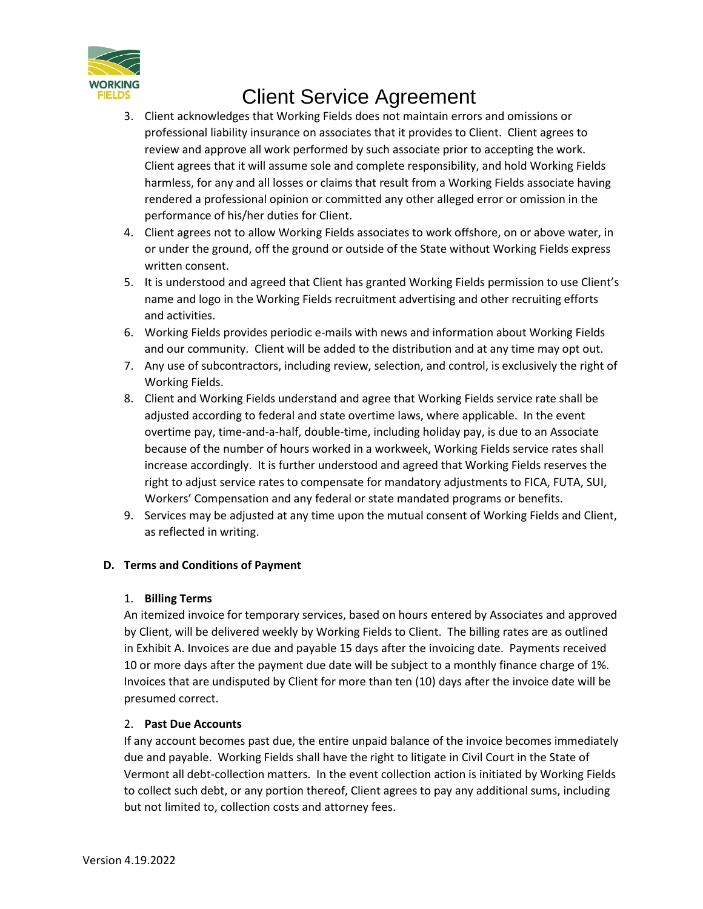3. Client acknowledges that Working Fields does not maintain errors and omissions or professional liability insurance on associates that it provides to Client. Client agrees to review and approve all work performed by such associate prior to accepting the work. Client agrees that it will assume sole and complete responsibility, and hold Working Fields harmless, for any and all losses or claims that result from a Working Fields associate having rendered a professional opinion or committed any other alleged error or omission in the performance of his/her duties for Client.
4. Client agrees not to allow Working Fields associates to work offshore, on or above water, in or under the ground, off the ground or outside of the State without Working Fields express written consent.
5. It is understood and agreed that Client has granted Working Fields permission to use Client's name and logo in the Working Fields recruitment advertising and other recruiting efforts and activities.
6. Working Fields provides periodic e-mails with news and information about Working Fields and our community. Client will be added to the distribution and at any time may opt out.
7. Any use of subcontractors, including review, selection, and control, is exclusively the right of Working Fields.
8. Client and Working Fields understand and agree that Working Fields service rate shall be adjusted according to federal and state overtime laws, where applicable. In the event overtime pay, time-and-a-half, double-time, including holiday pay, is due to an Associate because of the number of hours worked in a workweek, Working Fields service rates shall increase accordingly. It is further understood and agreed that Working Fields reserves the right to adjust service rates to compensate for mandatory adjustments to FICA, FUTA, SUI, Workers' Compensation and any federal or state mandated programs or benefits.
9. Services may be adjusted at any time upon the mutual consent of Working Fields and Client, as reflected in writing.

**D. Terms and Conditions of Payment**

1. **Billing Terms**

An itemized invoice for temporary services, based on hours entered by Associates and approved by Client, will be delivered weekly by Working Fields to Client. The billing rates are as outlined in Exhibit A. Invoices are due and payable 15 days after the invoicing date. Payments received 10 or more days after the payment due date will be subject to a monthly finance charge of 1%. Invoices that are undisputed by Client for more than ten (10) days after the invoice date will be presumed correct.

2. **Past Due Accounts**

If any account becomes past due, the entire unpaid balance of the invoice becomes immediately due and payable. Working Fields shall have the right to litigate in Civil Court in the State of Vermont all debt-collection matters. In the event collection action is initiated by Working Fields to collect such debt, or any portion thereof, Client agrees to pay any additional sums, including but not limited to, collection costs and attorney fees.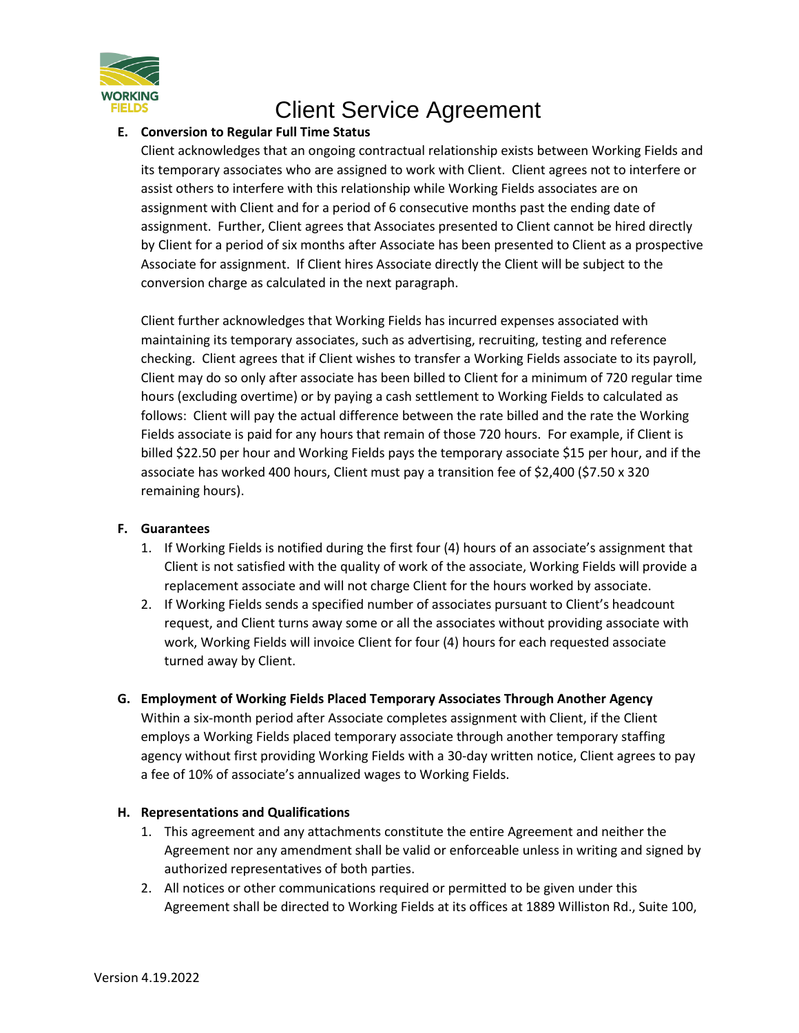# Client Service Agreement

**E. Conversion to Regular Full Time Status**

Client acknowledges that an ongoing contractual relationship exists between Working Fields and its temporary associates who are assigned to work with Client. Client agrees not to interfere or assist others to interfere with this relationship while Working Fields associates are on assignment with Client and for a period of 6 consecutive months past the ending date of assignment. Further, Client agrees that Associates presented to Client cannot be hired directly by Client for a period of six months after Associate has been presented to Client as a prospective Associate for assignment. If Client hires Associate directly the Client will be subject to the conversion charge as calculated in the next paragraph.

Client further acknowledges that Working Fields has incurred expenses associated with maintaining its temporary associates, such as advertising, recruiting, testing and reference checking. Client agrees that if Client wishes to transfer a Working Fields associate to its payroll, Client may do so only after associate has been billed to Client for a minimum of 720 regular time hours (excluding overtime) or by paying a cash settlement to Working Fields to calculated as follows: Client will pay the actual difference between the rate billed and the rate the Working Fields associate is paid for any hours that remain of those 720 hours. For example, if Client is billed $22.50 per hour and Working Fields pays the temporary associate $15 per hour, and if the associate has worked 400 hours, Client must pay a transition fee of $2,400 ($7.50 x 320 remaining hours).

**F. Guarantees**

1. If Working Fields is notified during the first four (4) hours of an associate's assignment that Client is not satisfied with the quality of work of the associate, Working Fields will provide a replacement associate and will not charge Client for the hours worked by associate.
2. If Working Fields sends a specified number of associates pursuant to Client's headcount request, and Client turns away some or all the associates without providing associate with work, Working Fields will invoice Client for four (4) hours for each requested associate turned away by Client.

**G. Employment of Working Fields Placed Temporary Associates Through Another Agency**

Within a six-month period after Associate completes assignment with Client, if the Client employs a Working Fields placed temporary associate through another temporary staffing agency without first providing Working Fields with a 30-day written notice, Client agrees to pay a fee of 10% of associate's annualized wages to Working Fields.

**H. Representations and Qualifications**

1. This agreement and any attachments constitute the entire Agreement and neither the Agreement nor any amendment shall be valid or enforceable unless in writing and signed by authorized representatives of both parties.
2. All notices or other communications required or permitted to be given under this Agreement shall be directed to Working Fields at its offices at 1889 Williston Rd., Suite 100,

Version 4.19.2022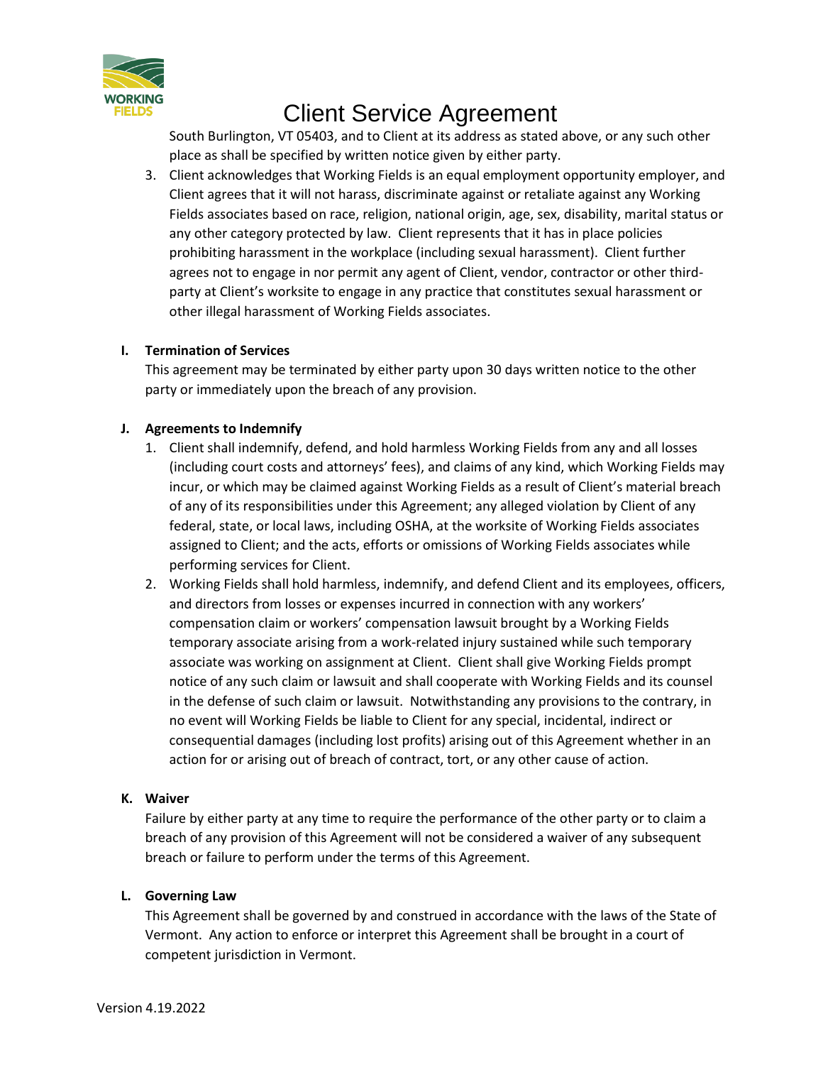South Burlington, VT 05403, and to Client at its address as stated above, or any such other place as shall be specified by written notice given by either party.

3. Client acknowledges that Working Fields is an equal employment opportunity employer, and Client agrees that it will not harass, discriminate against or retaliate against any Working Fields associates based on race, religion, national origin, age, sex, disability, marital status or any other category protected by law. Client represents that it has in place policies prohibiting harassment in the workplace (including sexual harassment). Client further agrees not to engage in nor permit any agent of Client, vendor, contractor or other third-party at Client's worksite to engage in any practice that constitutes sexual harassment or other illegal harassment of Working Fields associates.

**I. Termination of Services**

This agreement may be terminated by either party upon 30 days written notice to the other party or immediately upon the breach of any provision.

**J. Agreements to Indemnify**

1. Client shall indemnify, defend, and hold harmless Working Fields from any and all losses (including court costs and attorneys' fees), and claims of any kind, which Working Fields may incur, or which may be claimed against Working Fields as a result of Client's material breach of any of its responsibilities under this Agreement; any alleged violation by Client of any federal, state, or local laws, including OSHA, at the worksite of Working Fields associates assigned to Client; and the acts, efforts or omissions of Working Fields associates while performing services for Client.
2. Working Fields shall hold harmless, indemnify, and defend Client and its employees, officers, and directors from losses or expenses incurred in connection with any workers' compensation claim or workers' compensation lawsuit brought by a Working Fields temporary associate arising from a work-related injury sustained while such temporary associate was working on assignment at Client. Client shall give Working Fields prompt notice of any such claim or lawsuit and shall cooperate with Working Fields and its counsel in the defense of such claim or lawsuit. Notwithstanding any provisions to the contrary, in no event will Working Fields be liable to Client for any special, incidental, indirect or consequential damages (including lost profits) arising out of this Agreement whether in an action for or arising out of breach of contract, tort, or any other cause of action.

**K. Waiver**

Failure by either party at any time to require the performance of the other party or to claim a breach of any provision of this Agreement will not be considered a waiver of any subsequent breach or failure to perform under the terms of this Agreement.

**L. Governing Law**

This Agreement shall be governed by and construed in accordance with the laws of the State of Vermont. Any action to enforce or interpret this Agreement shall be brought in a court of competent jurisdiction in Vermont.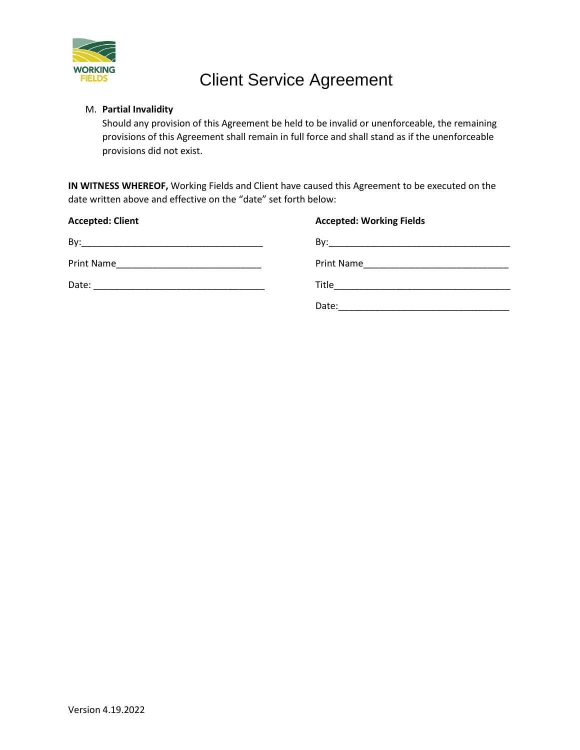M. **Partial Invalidity**
   Should any provision of this Agreement be held to be invalid or unenforceable, the remaining provisions of this Agreement shall remain in full force and shall stand as if the unenforceable provisions did not exist.

**IN WITNESS WHEREOF,** Working Fields and Client have caused this Agreement to be executed on the date written above and effective on the "date" set forth below:

**Accepted: Client**

By:___________________________________

Print Name____________________________

Date: _________________________________

**Accepted: Working Fields**

By:___________________________________

Print Name____________________________

Title__________________________________

Date:_________________________________

Version 4.19.2022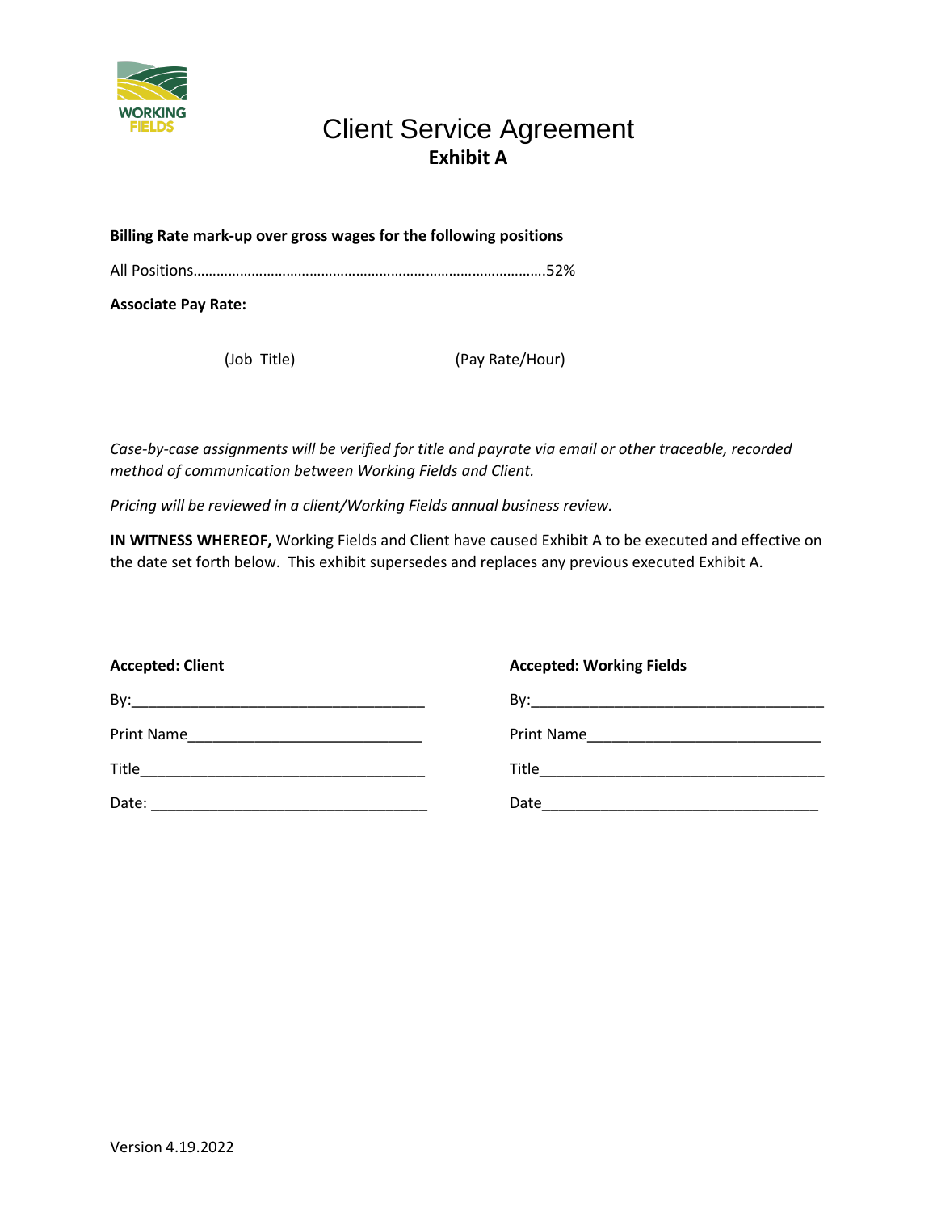WORKING FIELDS

# Client Service Agreement

## Exhibit A

**Billing Rate mark-up over gross wages for the following positions**

All Positions………………………………………………………………………………….52%

**Associate Pay Rate:**

(Job Title) (Pay Rate/Hour)

*Case-by-case assignments will be verified for title and payrate via email or other traceable, recorded method of communication between Working Fields and Client.*

*Pricing will be reviewed in a client/Working Fields annual business review.*

**IN WITNESS WHEREOF,** Working Fields and Client have caused Exhibit A to be executed and effective on the date set forth below. This exhibit supersedes and replaces any previous executed Exhibit A.

**Accepted: Client**

By:___________________________________

Print Name____________________________

Title__________________________________

Date: _________________________________

**Accepted: Working Fields**

By:___________________________________

Print Name____________________________

Title__________________________________

Date_________________________________

Version 4.19.2022